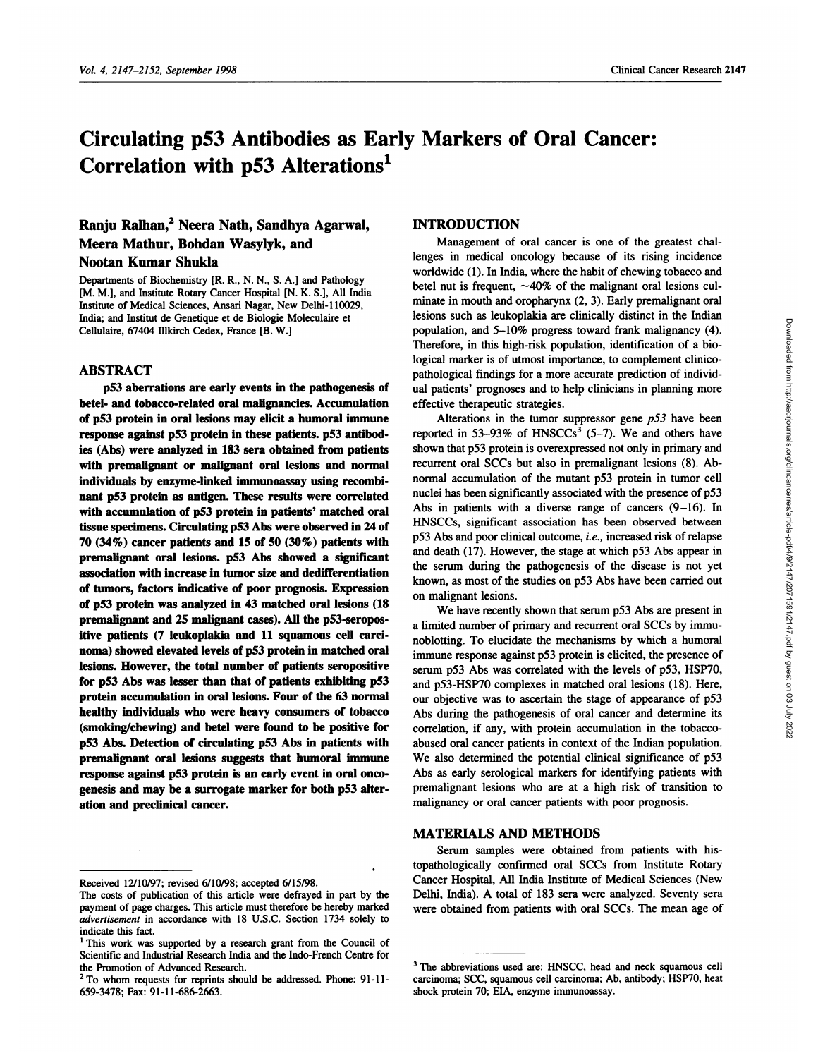# Circulating p53 Antibodies as Early Markers of Oral Cancer: Correlation with p53 Alterations[1]

**Ranju Ralhan,[2] Neera Nath, Sandhya Agarwal, Meera Mathur, Bohdan Wasylyk, and Nootan Kumar Shukla**

Departments of Biochemistry [R. R., N. N., S. A.] and Pathology [M. M.], and Institute Rotary Cancer Hospital [N. K. S.], All India Institute of Medical Sciences, Ansari Nagar, New Delhi-110029, India; and Institut de Genetique et de Biologie Moleculaire et Cellulaire, 67404 Illkirch Cedex, France [B. W.]

## ABSTRACT

**p53 aberrations are early events in the pathogenesis of betel- and tobacco-related oral malignancies. Accumulation of p53 protein in oral lesions may elicit a humoral immune response against p53 protein in these patients. p53 antibodies (Abs) were analyzed in 183 sera obtained from patients with premalignant or malignant oral lesions and normal individuals by enzyme-linked immunoassay using recombinant p53 protein as antigen. These results were correlated with accumulation of p53 protein in patients' matched oral tissue specimens. Circulating p53 Abs were observed in 24 of 70 (34%) cancer patients and 15 of 50 (30%) patients with premalignant oral lesions. p53 Abs showed a significant association with increase in tumor size and dedifferentiation of tumors, factors indicative of poor prognosis. Expression of p53 protein was analyzed in 43 matched oral lesions (18 premalignant and 25 malignant cases). All the p53-seropositive patients (7 leukoplakia and 11 squamous cell carcinoma) showed elevated levels of p53 protein in matched oral lesions. However, the total number of patients seropositive for p53 Abs was lesser than that of patients exhibiting p53 protein accumulation in oral lesions. Four of the 63 normal healthy individuals who were heavy consumers of tobacco (smoking/chewing) and betel were found to be positive for p53 Abs. Detection of circulating p53 Abs in patients with premalignant oral lesions suggests that humoral immune response against p53 protein is an early event in oral oncogenesis and may be a surrogate marker for both p53 alteration and preclinical cancer.**

## INTRODUCTION

Management of oral cancer is one of the greatest challenges in medical oncology because of its rising incidence worldwide (1). In India, where the habit of chewing tobacco and betel nut is frequent, ~40% of the malignant oral lesions culminate in mouth and oropharynx (2, 3). Early premalignant oral lesions such as leukoplakia are clinically distinct in the Indian population, and 5–10% progress toward frank malignancy (4). Therefore, in this high-risk population, identification of a biological marker is of utmost importance, to complement clinicopathological findings for a more accurate prediction of individual patients' prognoses and to help clinicians in planning more effective therapeutic strategies.

Alterations in the tumor suppressor gene *p53* have been reported in 53–93% of HNSCCs[3] (5–7). We and others have shown that p53 protein is overexpressed not only in primary and recurrent oral SCCs but also in premalignant lesions (8). Abnormal accumulation of the mutant p53 protein in tumor cell nuclei has been significantly associated with the presence of p53 Abs in patients with a diverse range of cancers (9–16). In HNSCCs, significant association has been observed between p53 Abs and poor clinical outcome, *i.e.*, increased risk of relapse and death (17). However, the stage at which p53 Abs appear in the serum during the pathogenesis of the disease is not yet known, as most of the studies on p53 Abs have been carried out on malignant lesions.

We have recently shown that serum p53 Abs are present in a limited number of primary and recurrent oral SCCs by immunoblotting. To elucidate the mechanisms by which a humoral immune response against p53 protein is elicited, the presence of serum p53 Abs was correlated with the levels of p53, HSP70, and p53-HSP70 complexes in matched oral lesions (18). Here, our objective was to ascertain the stage of appearance of p53 Abs during the pathogenesis of oral cancer and determine its correlation, if any, with protein accumulation in the tobacco-abused oral cancer patients in context of the Indian population. We also determined the potential clinical significance of p53 Abs as early serological markers for identifying patients with premalignant lesions who are at a high risk of transition to malignancy or oral cancer patients with poor prognosis.

## MATERIALS AND METHODS

Serum samples were obtained from patients with histopathologically confirmed oral SCCs from Institute Rotary Cancer Hospital, All India Institute of Medical Sciences (New Delhi, India). A total of 183 sera were analyzed. Seventy sera were obtained from patients with oral SCCs. The mean age of

---

Received 12/10/97; revised 6/10/98; accepted 6/15/98.

The costs of publication of this article were defrayed in part by the payment of page charges. This article must therefore be hereby marked *advertisement* in accordance with 18 U.S.C. Section 1734 solely to indicate this fact.

[1] This work was supported by a research grant from the Council of Scientific and Industrial Research India and the Indo-French Centre for the Promotion of Advanced Research.

[2] To whom requests for reprints should be addressed. Phone: 91-11-659-3478; Fax: 91-11-686-2663.

[3] The abbreviations used are: HNSCC, head and neck squamous cell carcinoma; SCC, squamous cell carcinoma; Ab, antibody; HSP70, heat shock protein 70; EIA, enzyme immunoassay.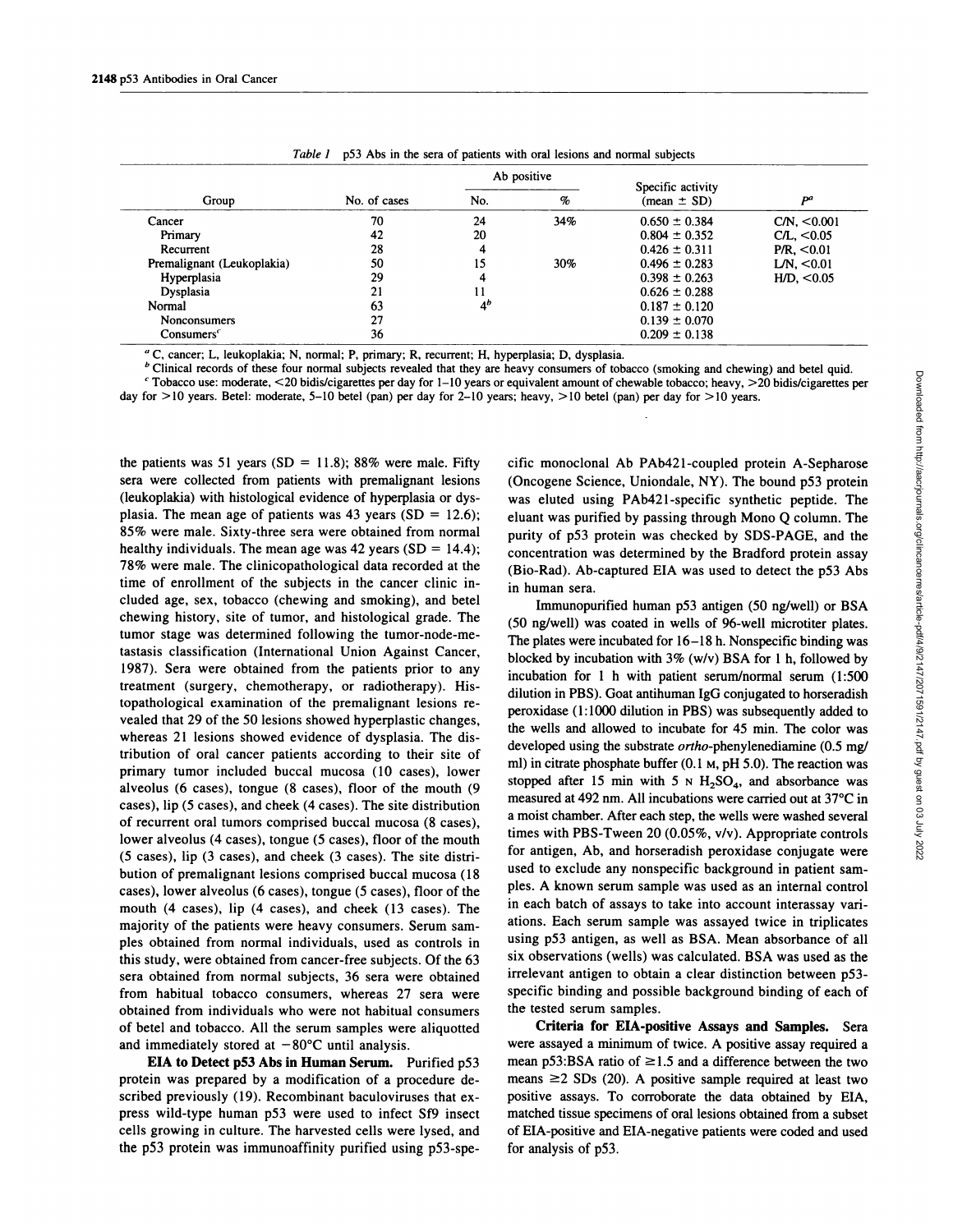*Table 1* p53 Abs in the sera of patients with oral lesions and normal subjects

| Group | No. of cases | Ab positive | | Specific activity (mean ± SD) | $P^a$ |
|---|---|---|---|---|---|
| | | No. | % | | |
| Cancer | 70 | 24 | 34% | 0.650 ± 0.384 | C/N, <0.001 |
| Primary | 42 | 20 | | 0.804 ± 0.352 | C/L, <0.05 |
| Recurrent | 28 | 4 | | 0.426 ± 0.311 | P/R, <0.01 |
| Premalignant (Leukoplakia) | 50 | 15 | 30% | 0.496 ± 0.283 | L/N, <0.01 |
| Hyperplasia | 29 | 4 | | 0.398 ± 0.263 | H/D, <0.05 |
| Dysplasia | 21 | 11 | | 0.626 ± 0.288 | |
| Normal | 63 | 4[b] | | 0.187 ± 0.120 | |
| Nonconsumers | 27 | | | 0.139 ± 0.070 | |
| Consumers[c] | 36 | | | 0.209 ± 0.138 | |

[a] C, cancer; L, leukoplakia; N, normal; P, primary; R, recurrent; H, hyperplasia; D, dysplasia.

[b] Clinical records of these four normal subjects revealed that they are heavy consumers of tobacco (smoking and chewing) and betel quid.

[c] Tobacco use: moderate, <20 bidis/cigarettes per day for 1–10 years or equivalent amount of chewable tobacco; heavy, >20 bidis/cigarettes per day for >10 years. Betel: moderate, 5–10 betel (pan) per day for 2–10 years; heavy, >10 betel (pan) per day for >10 years.

the patients was 51 years (SD = 11.8); 88% were male. Fifty sera were collected from patients with premalignant lesions (leukoplakia) with histological evidence of hyperplasia or dysplasia. The mean age of patients was 43 years (SD = 12.6); 85% were male. Sixty-three sera were obtained from normal healthy individuals. The mean age was 42 years (SD = 14.4); 78% were male. The clinicopathological data recorded at the time of enrollment of the subjects in the cancer clinic included age, sex, tobacco (chewing and smoking), and betel chewing history, site of tumor, and histological grade. The tumor stage was determined following the tumor-node-metastasis classification (International Union Against Cancer, 1987). Sera were obtained from the patients prior to any treatment (surgery, chemotherapy, or radiotherapy). Histopathological examination of the premalignant lesions revealed that 29 of the 50 lesions showed hyperplastic changes, whereas 21 lesions showed evidence of dysplasia. The distribution of oral cancer patients according to their site of primary tumor included buccal mucosa (10 cases), lower alveolus (6 cases), tongue (8 cases), floor of the mouth (9 cases), lip (5 cases), and cheek (4 cases). The site distribution of recurrent oral tumors comprised buccal mucosa (8 cases), lower alveolus (4 cases), tongue (5 cases), floor of the mouth (5 cases), lip (3 cases), and cheek (3 cases). The site distribution of premalignant lesions comprised buccal mucosa (18 cases), lower alveolus (6 cases), tongue (5 cases), floor of the mouth (4 cases), lip (4 cases), and cheek (13 cases). The majority of the patients were heavy consumers. Serum samples obtained from normal individuals, used as controls in this study, were obtained from cancer-free subjects. Of the 63 sera obtained from normal subjects, 36 sera were obtained from habitual tobacco consumers, whereas 27 sera were obtained from individuals who were not habitual consumers of betel and tobacco. All the serum samples were aliquotted and immediately stored at −80°C until analysis.

**EIA to Detect p53 Abs in Human Serum.** Purified p53 protein was prepared by a modification of a procedure described previously (19). Recombinant baculoviruses that express wild-type human p53 were used to infect Sf9 insect cells growing in culture. The harvested cells were lysed, and the p53 protein was immunoaffinity purified using p53-specific monoclonal Ab PAb421-coupled protein A-Sepharose (Oncogene Science, Uniondale, NY). The bound p53 protein was eluted using PAb421-specific synthetic peptide. The eluant was purified by passing through Mono Q column. The purity of p53 protein was checked by SDS-PAGE, and the concentration was determined by the Bradford protein assay (Bio-Rad). Ab-captured EIA was used to detect the p53 Abs in human sera.

Immunopurified human p53 antigen (50 ng/well) or BSA (50 ng/well) was coated in wells of 96-well microtiter plates. The plates were incubated for 16–18 h. Nonspecific binding was blocked by incubation with 3% (w/v) BSA for 1 h, followed by incubation for 1 h with patient serum/normal serum (1:500 dilution in PBS). Goat antihuman IgG conjugated to horseradish peroxidase (1:1000 dilution in PBS) was subsequently added to the wells and allowed to incubate for 45 min. The color was developed using the substrate *ortho*-phenylenediamine (0.5 mg/ml) in citrate phosphate buffer (0.1 M, pH 5.0). The reaction was stopped after 15 min with 5 N $H_2SO_4$, and absorbance was measured at 492 nm. All incubations were carried out at 37°C in a moist chamber. After each step, the wells were washed several times with PBS-Tween 20 (0.05%, v/v). Appropriate controls for antigen, Ab, and horseradish peroxidase conjugate were used to exclude any nonspecific background in patient samples. A known serum sample was used as an internal control in each batch of assays to take into account interassay variations. Each serum sample was assayed twice in triplicates using p53 antigen, as well as BSA. Mean absorbance of all six observations (wells) was calculated. BSA was used as the irrelevant antigen to obtain a clear distinction between p53-specific binding and possible background binding of each of the tested serum samples.

**Criteria for EIA-positive Assays and Samples.** Sera were assayed a minimum of twice. A positive assay required a mean p53:BSA ratio of ≥1.5 and a difference between the two means ≥2 SDs (20). A positive sample required at least two positive assays. To corroborate the data obtained by EIA, matched tissue specimens of oral lesions obtained from a subset of EIA-positive and EIA-negative patients were coded and used for analysis of p53.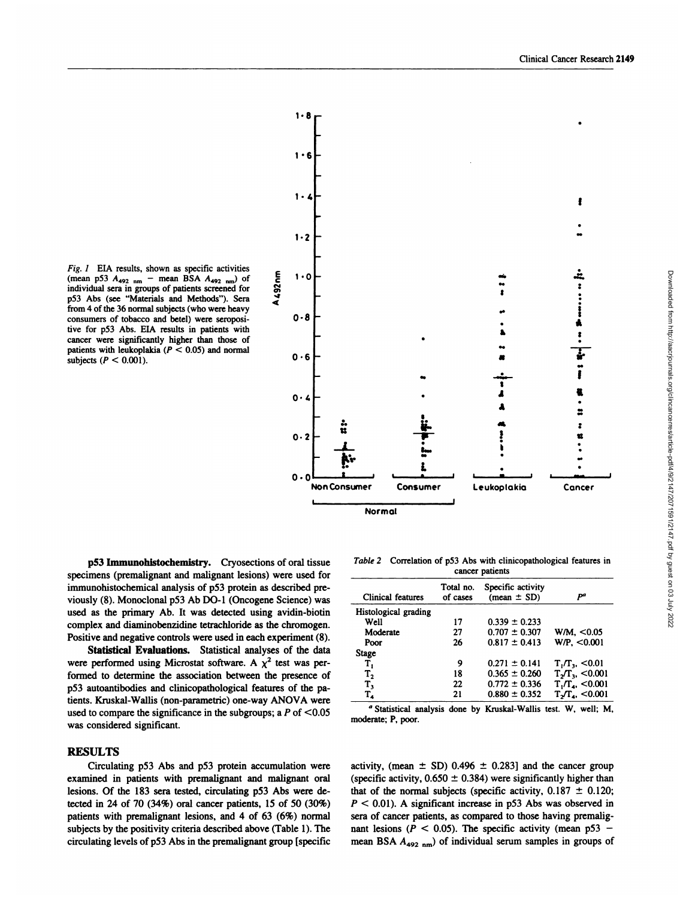*Fig. 1* EIA results, shown as specific activities (mean p53 $A_{492\ nm}$ − mean BSA $A_{492\ nm}$) of individual sera in groups of patients screened for p53 Abs (see "Materials and Methods"). Sera from 4 of the 36 normal subjects (who were heavy consumers of tobacco and betel) were seropositive for p53 Abs. EIA results in patients with cancer were significantly higher than those of patients with leukoplakia ($P < 0.05$) and normal subjects ($P < 0.001$).

**p53 Immunohistochemistry.** Cryosections of oral tissue specimens (premalignant and malignant lesions) were used for immunohistochemical analysis of p53 protein as described previously (8). Monoclonal p53 Ab DO-1 (Oncogene Science) was used as the primary Ab. It was detected using avidin-biotin complex and diaminobenzidine tetrachloride as the chromogen. Positive and negative controls were used in each experiment (8).

**Statistical Evaluations.** Statistical analyses of the data were performed using Microstat software. A $\chi^2$ test was performed to determine the association between the presence of p53 autoantibodies and clinicopathological features of the patients. Kruskal-Wallis (non-parametric) one-way ANOVA were used to compare the significance in the subgroups; a $P$ of <0.05 was considered significant.

*Table 2* Correlation of p53 Abs with clinicopathological features in cancer patients

| Clinical features | Total no. of cases | Specific activity (mean ± SD) | $P$[a] |
|---|---|---|---|
| Histological grading | | | |
| Well | 17 | 0.339 ± 0.233 | |
| Moderate | 27 | 0.707 ± 0.307 | W/M, <0.05 |
| Poor | 26 | 0.817 ± 0.413 | W/P, <0.001 |
| Stage | | | |
| $T_1$ | 9 | 0.271 ± 0.141 | $T_1/T_3$, <0.01 |
| $T_2$ | 18 | 0.365 ± 0.260 | $T_2/T_3$, <0.001 |
| $T_3$ | 22 | 0.772 ± 0.336 | $T_1/T_4$, <0.001 |
| $T_4$ | 21 | 0.880 ± 0.352 | $T_2/T_4$, <0.001 |

[a] Statistical analysis done by Kruskal-Wallis test. W, well; M, moderate; P, poor.

## RESULTS

Circulating p53 Abs and p53 protein accumulation were examined in patients with premalignant and malignant oral lesions. Of the 183 sera tested, circulating p53 Abs were detected in 24 of 70 (34%) oral cancer patients, 15 of 50 (30%) patients with premalignant lesions, and 4 of 63 (6%) normal subjects by the positivity criteria described above (Table 1). The circulating levels of p53 Abs in the premalignant group [specific activity, (mean ± SD) 0.496 ± 0.283] and the cancer group (specific activity, 0.650 ± 0.384) were significantly higher than that of the normal subjects (specific activity, 0.187 ± 0.120; $P < 0.01$). A significant increase in p53 Abs was observed in sera of cancer patients, as compared to those having premalignant lesions ($P < 0.05$). The specific activity (mean p53 − mean BSA $A_{492\ nm}$) of individual serum samples in groups of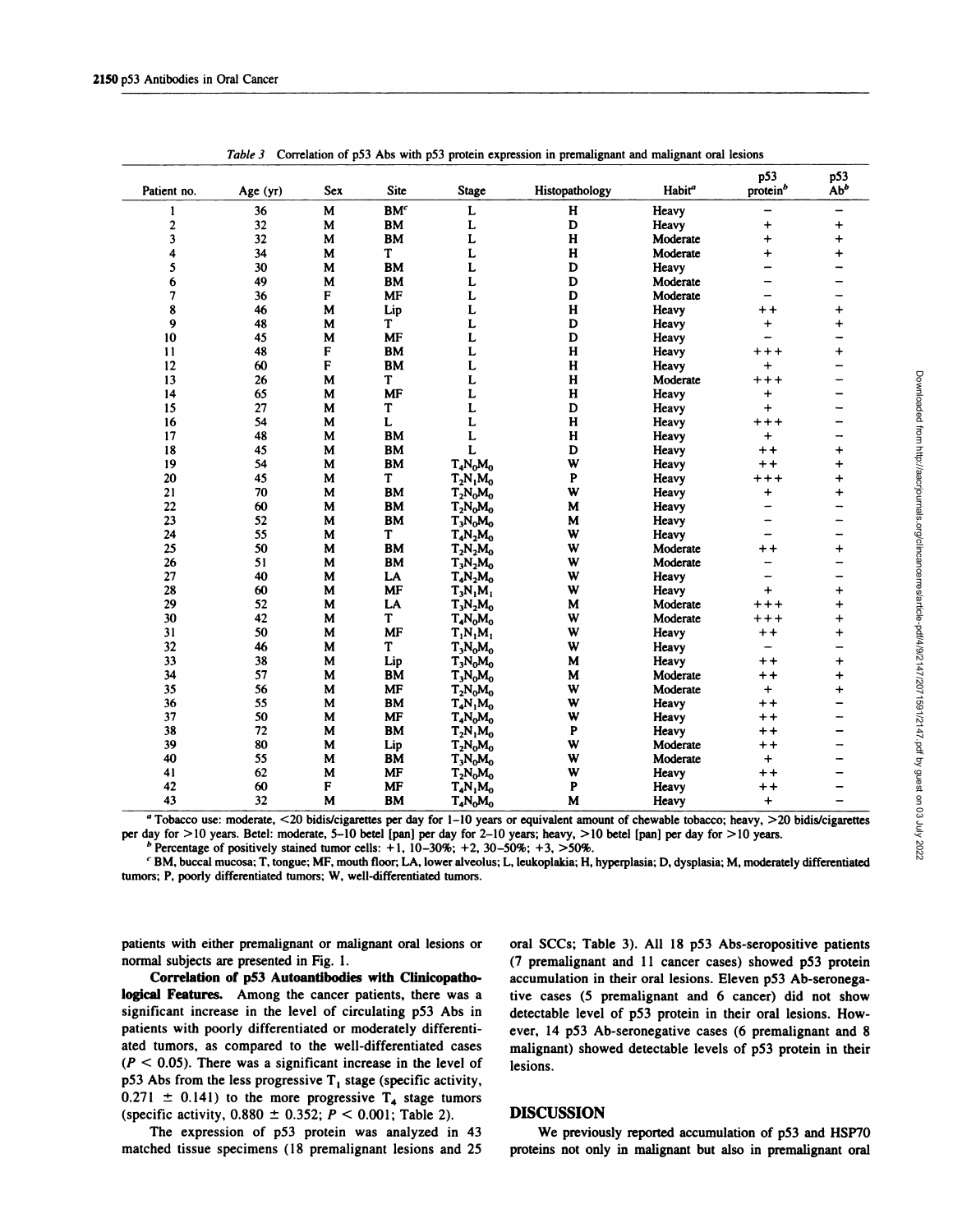*Table 3* Correlation of p53 Abs with p53 protein expression in premalignant and malignant oral lesions

| Patient no. | Age (yr) | Sex | Site | Stage | Histopathology | Habit[a] | p53 protein[b] | p53 Ab[b] |
|---|---|---|---|---|---|---|---|---|
| 1 | 36 | M | BM[c] | L | H | Heavy | – | – |
| 2 | 32 | M | BM | L | D | Heavy | + | + |
| 3 | 32 | M | BM | L | H | Moderate | + | + |
| 4 | 34 | M | T | L | H | Moderate | + | + |
| 5 | 30 | M | BM | L | D | Heavy | – | – |
| 6 | 49 | M | BM | L | D | Moderate | – | – |
| 7 | 36 | F | MF | L | D | Moderate | – | – |
| 8 | 46 | M | Lip | L | H | Heavy | ++ | + |
| 9 | 48 | M | T | L | D | Heavy | + | + |
| 10 | 45 | M | MF | L | D | Heavy | – | – |
| 11 | 48 | F | BM | L | H | Heavy | +++ | + |
| 12 | 60 | F | BM | L | H | Heavy | + | – |
| 13 | 26 | M | T | L | H | Moderate | +++ | – |
| 14 | 65 | M | MF | L | H | Heavy | + | – |
| 15 | 27 | M | T | L | D | Heavy | + | – |
| 16 | 54 | M | L | L | H | Heavy | +++ | – |
| 17 | 48 | M | BM | L | H | Heavy | + | – |
| 18 | 45 | M | BM | L | D | Heavy | ++ | + |
| 19 | 54 | M | BM | $T_4N_0M_0$ | W | Heavy | ++ | + |
| 20 | 45 | M | T | $T_2N_1M_0$ | P | Heavy | +++ | + |
| 21 | 70 | M | BM | $T_2N_0M_0$ | W | Heavy | + | + |
| 22 | 60 | M | BM | $T_2N_0M_0$ | M | Heavy | – | – |
| 23 | 52 | M | BM | $T_3N_0M_0$ | M | Heavy | – | – |
| 24 | 55 | M | T | $T_4N_2M_0$ | W | Heavy | – | – |
| 25 | 50 | M | BM | $T_2N_2M_0$ | W | Moderate | ++ | + |
| 26 | 51 | M | BM | $T_3N_2M_0$ | W | Moderate | – | – |
| 27 | 40 | M | LA | $T_4N_2M_0$ | W | Heavy | – | – |
| 28 | 60 | M | MF | $T_3N_1M_1$ | W | Heavy | + | + |
| 29 | 52 | M | LA | $T_3N_2M_0$ | M | Moderate | +++ | + |
| 30 | 42 | M | T | $T_4N_0M_0$ | W | Moderate | +++ | + |
| 31 | 50 | M | MF | $T_1N_1M_1$ | W | Heavy | ++ | + |
| 32 | 46 | M | T | $T_3N_0M_0$ | W | Heavy | – | – |
| 33 | 38 | M | Lip | $T_3N_0M_0$ | M | Heavy | ++ | + |
| 34 | 57 | M | BM | $T_3N_0M_0$ | M | Moderate | ++ | + |
| 35 | 56 | M | MF | $T_2N_0M_0$ | W | Moderate | + | + |
| 36 | 55 | M | BM | $T_4N_1M_0$ | W | Heavy | ++ | – |
| 37 | 50 | M | MF | $T_4N_0M_0$ | W | Heavy | ++ | – |
| 38 | 72 | M | BM | $T_2N_1M_0$ | P | Heavy | ++ | – |
| 39 | 80 | M | Lip | $T_2N_0M_0$ | W | Moderate | ++ | – |
| 40 | 55 | M | BM | $T_3N_0M_0$ | W | Moderate | + | – |
| 41 | 62 | M | MF | $T_2N_0M_0$ | W | Heavy | ++ | – |
| 42 | 60 | F | MF | $T_4N_1M_0$ | P | Heavy | ++ | – |
| 43 | 32 | M | BM | $T_4N_0M_0$ | M | Heavy | + | – |

[a] Tobacco use: moderate, <20 bidis/cigarettes per day for 1–10 years or equivalent amount of chewable tobacco; heavy, >20 bidis/cigarettes per day for >10 years. Betel: moderate, 5–10 betel [pan] per day for 2–10 years; heavy, >10 betel [pan] per day for >10 years.

[b] Percentage of positively stained tumor cells: +1, 10–30%; +2, 30–50%; +3, >50%.

[c] BM, buccal mucosa; T, tongue; MF, mouth floor; LA, lower alveolus; L, leukoplakia; H, hyperplasia; D, dysplasia; M, moderately differentiated tumors; P, poorly differentiated tumors; W, well-differentiated tumors.

patients with either premalignant or malignant oral lesions or normal subjects are presented in Fig. 1.

**Correlation of p53 Autoantibodies with Clinicopathological Features.** Among the cancer patients, there was a significant increase in the level of circulating p53 Abs in patients with poorly differentiated or moderately differentiated tumors, as compared to the well-differentiated cases ($P < 0.05$). There was a significant increase in the level of p53 Abs from the less progressive $T_1$ stage (specific activity, $0.271 \pm 0.141$) to the more progressive $T_4$ stage tumors (specific activity, $0.880 \pm 0.352$; $P < 0.001$; Table 2).

The expression of p53 protein was analyzed in 43 matched tissue specimens (18 premalignant lesions and 25 oral SCCs; Table 3). All 18 p53 Abs-seropositive patients (7 premalignant and 11 cancer cases) showed p53 protein accumulation in their oral lesions. Eleven p53 Ab-seronegative cases (5 premalignant and 6 cancer) did not show detectable level of p53 protein in their oral lesions. However, 14 p53 Ab-seronegative cases (6 premalignant and 8 malignant) showed detectable levels of p53 protein in their lesions.

## DISCUSSION

We previously reported accumulation of p53 and HSP70 proteins not only in malignant but also in premalignant oral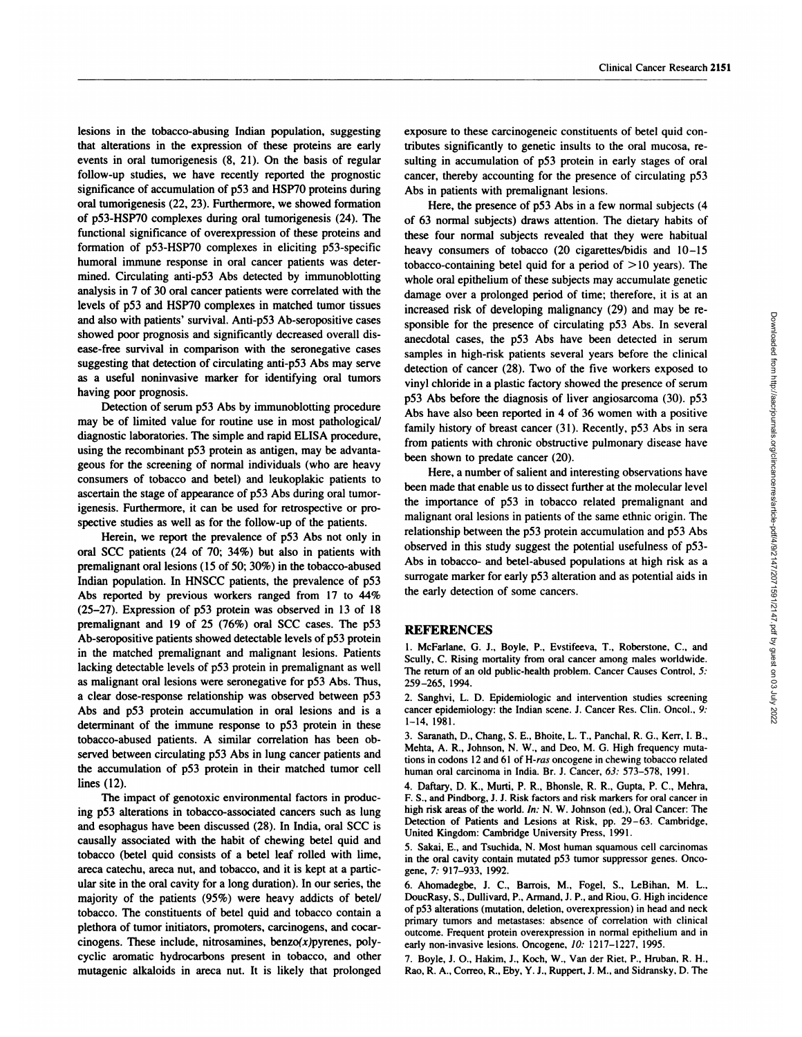lesions in the tobacco-abusing Indian population, suggesting that alterations in the expression of these proteins are early events in oral tumorigenesis (8, 21). On the basis of regular follow-up studies, we have recently reported the prognostic significance of accumulation of p53 and HSP70 proteins during oral tumorigenesis (22, 23). Furthermore, we showed formation of p53-HSP70 complexes during oral tumorigenesis (24). The functional significance of overexpression of these proteins and formation of p53-HSP70 complexes in eliciting p53-specific humoral immune response in oral cancer patients was determined. Circulating anti-p53 Abs detected by immunoblotting analysis in 7 of 30 oral cancer patients were correlated with the levels of p53 and HSP70 complexes in matched tumor tissues and also with patients' survival. Anti-p53 Ab-seropositive cases showed poor prognosis and significantly decreased overall disease-free survival in comparison with the seronegative cases suggesting that detection of circulating anti-p53 Abs may serve as a useful noninvasive marker for identifying oral tumors having poor prognosis.

Detection of serum p53 Abs by immunoblotting procedure may be of limited value for routine use in most pathological/diagnostic laboratories. The simple and rapid ELISA procedure, using the recombinant p53 protein as antigen, may be advantageous for the screening of normal individuals (who are heavy consumers of tobacco and betel) and leukoplakic patients to ascertain the stage of appearance of p53 Abs during oral tumorigenesis. Furthermore, it can be used for retrospective or prospective studies as well as for the follow-up of the patients.

Herein, we report the prevalence of p53 Abs not only in oral SCC patients (24 of 70; 34%) but also in patients with premalignant oral lesions (15 of 50; 30%) in the tobacco-abused Indian population. In HNSCC patients, the prevalence of p53 Abs reported by previous workers ranged from 17 to 44% (25–27). Expression of p53 protein was observed in 13 of 18 premalignant and 19 of 25 (76%) oral SCC cases. The p53 Ab-seropositive patients showed detectable levels of p53 protein in the matched premalignant and malignant lesions. Patients lacking detectable levels of p53 protein in premalignant as well as malignant oral lesions were seronegative for p53 Abs. Thus, a clear dose-response relationship was observed between p53 Abs and p53 protein accumulation in oral lesions and is a determinant of the immune response to p53 protein in these tobacco-abused patients. A similar correlation has been observed between circulating p53 Abs in lung cancer patients and the accumulation of p53 protein in their matched tumor cell lines (12).

The impact of genotoxic environmental factors in producing p53 alterations in tobacco-associated cancers such as lung and esophagus have been discussed (28). In India, oral SCC is causally associated with the habit of chewing betel quid and tobacco (betel quid consists of a betel leaf rolled with lime, areca catechu, areca nut, and tobacco, and it is kept at a particular site in the oral cavity for a long duration). In our series, the majority of the patients (95%) were heavy addicts of betel/tobacco. The constituents of betel quid and tobacco contain a plethora of tumor initiators, promoters, carcinogens, and cocarcinogens. These include, nitrosamines, benzo(*x*)pyrenes, polycyclic aromatic hydrocarbons present in tobacco, and other mutagenic alkaloids in areca nut. It is likely that prolonged exposure to these carcinogeneic constituents of betel quid contributes significantly to genetic insults to the oral mucosa, resulting in accumulation of p53 protein in early stages of oral cancer, thereby accounting for the presence of circulating p53 Abs in patients with premalignant lesions.

Here, the presence of p53 Abs in a few normal subjects (4 of 63 normal subjects) draws attention. The dietary habits of these four normal subjects revealed that they were habitual heavy consumers of tobacco (20 cigarettes/bidis and 10–15 tobacco-containing betel quid for a period of >10 years). The whole oral epithelium of these subjects may accumulate genetic damage over a prolonged period of time; therefore, it is at an increased risk of developing malignancy (29) and may be responsible for the presence of circulating p53 Abs. In several anecdotal cases, the p53 Abs have been detected in serum samples in high-risk patients several years before the clinical detection of cancer (28). Two of the five workers exposed to vinyl chloride in a plastic factory showed the presence of serum p53 Abs before the diagnosis of liver angiosarcoma (30). p53 Abs have also been reported in 4 of 36 women with a positive family history of breast cancer (31). Recently, p53 Abs in sera from patients with chronic obstructive pulmonary disease have been shown to predate cancer (20).

Here, a number of salient and interesting observations have been made that enable us to dissect further at the molecular level the importance of p53 in tobacco related premalignant and malignant oral lesions in patients of the same ethnic origin. The relationship between the p53 protein accumulation and p53 Abs observed in this study suggest the potential usefulness of p53-Abs in tobacco- and betel-abused populations at high risk as a surrogate marker for early p53 alteration and as potential aids in the early detection of some cancers.

## REFERENCES

1. McFarlane, G. J., Boyle, P., Evstifeeva, T., Roberstone, C., and Scully, C. Rising mortality from oral cancer among males worldwide. The return of an old public-health problem. Cancer Causes Control, *5:* 259–265, 1994.

2. Sanghvi, L. D. Epidemiologic and intervention studies screening cancer epidemiology: the Indian scene. J. Cancer Res. Clin. Oncol., *9:* 1–14, 1981.

3. Saranath, D., Chang, S. E., Bhoite, L. T., Panchal, R. G., Kerr, I. B., Mehta, A. R., Johnson, N. W., and Deo, M. G. High frequency mutations in codons 12 and 61 of H-*ras* oncogene in chewing tobacco related human oral carcinoma in India. Br. J. Cancer, *63:* 573–578, 1991.

4. Daftary, D. K., Murti, P. R., Bhonsle, R. R., Gupta, P. C., Mehra, F. S., and Pindborg, J. J. Risk factors and risk markers for oral cancer in high risk areas of the world. *In:* N. W. Johnson (ed.), Oral Cancer: The Detection of Patients and Lesions at Risk, pp. 29–63. Cambridge, United Kingdom: Cambridge University Press, 1991.

5. Sakai, E., and Tsuchida, N. Most human squamous cell carcinomas in the oral cavity contain mutated p53 tumor suppressor genes. Oncogene, *7:* 917–933, 1992.

6. Ahomadegbe, J. C., Barrois, M., Fogel, S., LeBihan, M. L., DoucRasy, S., Dullivard, P., Armand, J. P., and Riou, G. High incidence of p53 alterations (mutation, deletion, overexpression) in head and neck primary tumors and metastases: absence of correlation with clinical outcome. Frequent protein overexpression in normal epithelium and in early non-invasive lesions. Oncogene, *10:* 1217–1227, 1995.

7. Boyle, J. O., Hakim, J., Koch, W., Van der Riet, P., Hruban, R. H., Rao, R. A., Correo, R., Eby, Y. J., Ruppert, J. M., and Sidransky, D. The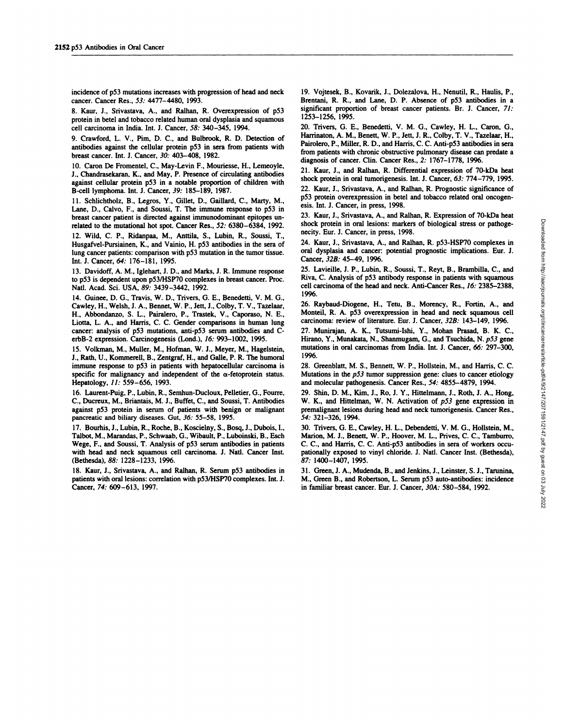incidence of p53 mutations increases with progression of head and neck cancer. Cancer Res., *53:* 4477–4480, 1993.

8. Kaur, J., Srivastava, A., and Ralhan, R. Overexpression of p53 protein in betel and tobacco related human oral dysplasia and squamous cell carcinoma in India. Int. J. Cancer, *58:* 340–345, 1994.

9. Crawford, L. V., Pim, D. C., and Bulbrook, R. D. Detection of antibodies against the cellular protein p53 in sera from patients with breast cancer. Int. J. Cancer, *30:* 403–408, 1982.

10. Caron De Fromentel, C., May-Levin F., Mouriesse, H., Lemeoyle, J., Chandrasekaran, K., and May, P. Presence of circulating antibodies against cellular protein p53 in a notable proportion of children with B-cell lymphoma. Int. J. Cancer, *39:* 185–189, 1987.

11. Schlichtholz, B., Legros, Y., Gillet, D., Gaillard, C., Marty, M., Lane, D., Calvo, F., and Soussi, T. The immune response to p53 in breast cancer patient is directed against immunodominant epitopes unrelated to the mutational hot spot. Cancer Res., *52:* 6380–6384, 1992.

12. Wild, C. P., Ridanpaa, M., Anttila, S., Lubin, R., Soussi, T., Husgafvel-Pursiainen, K., and Vainio, H. p53 antibodies in the sera of lung cancer patients: comparison with p53 mutation in the tumor tissue. Int. J. Cancer, *64:* 176–181, 1995.

13. Davidoff, A. M., Iglehart, J. D., and Marks, J. R. Immune response to p53 is dependent upon p53/HSP70 complexes in breast cancer. Proc. Natl. Acad. Sci. USA, *89:* 3439–3442, 1992.

14. Guinee, D. G., Travis, W. D., Trivers, G. E., Benedetti, V. M. G., Cawley, H., Welsh, J. A., Bennet, W. P., Jett, J., Colby, T. V., Tazelaar, H., Abbondanzo, S. L., Pairalero, P., Trastek, V., Caporaso, N. E., Liotta, L. A., and Harris, C. C. Gender comparisons in human lung cancer: analysis of p53 mutations, anti-p53 serum antibodies and C-erbB-2 expression. Carcinogenesis (Lond.), *16:* 993–1002, 1995.

15. Volkman, M., Muller, M., Hofman, W. J., Meyer, M., Hagelstein, J., Rath, U., Kommerell, B., Zentgraf, H., and Galle, P. R. The humoral immune response to p53 in patients with hepatocellular carcinoma is specific for malignancy and independent of the α-fetoprotein status. Hepatology, *11:* 559–656, 1993.

16. Laurent-Puig, P., Lubin, R., Semhun-Ducloux, Pelletier, G., Fourre, C., Ducreux, M., Briantais, M. J., Buffet, C., and Soussi, T. Antibodies against p53 protein in serum of patients with benign or malignant pancreatic and biliary diseases. Gut, *36:* 55–58, 1995.

17. Bourhis, J., Lubin, R., Roche, B., Koscielny, S., Bosq, J., Dubois, I., Talbot, M., Marandas, P., Schwaab, G., Wibault, P., Luboinski, B., Esch Wege, F., and Soussi, T. Analysis of p53 serum antibodies in patients with head and neck squamous cell carcinoma. J. Natl. Cancer Inst. (Bethesda), *88:* 1228–1233, 1996.

18. Kaur, J., Srivastava, A., and Ralhan, R. Serum p53 antibodies in patients with oral lesions: correlation with p53/HSP70 complexes. Int. J. Cancer, *74:* 609–613, 1997.

19. Vojtesek, B., Kovarik, J., Dolezalova, H., Nenutil, R., Haulis, P., Brentani, R. R., and Lane, D. P. Absence of p53 antibodies in a significant proportion of breast cancer patients. Br. J. Cancer, *71:* 1253–1256, 1995.

20. Trivers, G. E., Benedetti, V. M. G., Cawley, H. L., Caron, G., Harrinaton, A. M., Benett, W. P., Jett, J. R., Colby, T. V., Tazelaar, H., Pairolero, P., Miller, R. D., and Harris, C. C. Anti-p53 antibodies in sera from patients with chronic obstructive pulmonary disease can predate a diagnosis of cancer. Clin. Cancer Res., *2:* 1767–1778, 1996.

21. Kaur, J., and Ralhan, R. Differential expression of 70-kDa heat shock protein in oral tumorigenesis. Int. J. Cancer, *63:* 774–779, 1995.

22. Kaur, J., Srivastava, A., and Ralhan, R. Prognostic significance of p53 protein overexpression in betel and tobacco related oral oncogenesis. Int. J. Cancer, in press, 1998.

23. Kaur, J., Srivastava, A., and Ralhan, R. Expression of 70-kDa heat shock protein in oral lesions: markers of biological stress or pathogenecity. Eur. J. Cancer, in press, 1998.

24. Kaur, J., Srivastava, A., and Ralhan, R. p53-HSP70 complexes in oral dysplasia and cancer: potential prognostic implications. Eur. J. Cancer, *32B:* 45–49, 1996.

25. Lavieille, J. P., Lubin, R., Soussi, T., Reyt, B., Brambilla, C., and Riva, C. Analysis of p53 antibody response in patients with squamous cell carcinoma of the head and neck. Anti-Cancer Res., *16:* 2385–2388, 1996.

26. Raybaud-Diogene, H., Tetu, B., Morency, R., Fortin, A., and Monteil, R. A. p53 overexpression in head and neck squamous cell carcinoma: review of literature. Eur. J. Cancer, *32B:* 143–149, 1996.

27. Munirajan, A. K., Tutsumi-Ishi, Y., Mohan Prasad, B. K. C., Hirano, Y., Munakata, N., Shanmugam, G., and Tsuchida, N. *p53* gene mutations in oral carcinomas from India. Int. J. Cancer, *66:* 297–300, 1996.

28. Greenblatt, M. S., Bennett, W. P., Hollstein, M., and Harris, C. C. Mutations in the *p53* tumor suppression gene: clues to cancer etiology and molecular pathogenesis. Cancer Res., *54:* 4855–4879, 1994.

29. Shin, D. M., Kim, J., Ro, J. Y., Hittelmann, J., Roth, J. A., Hong, W. K., and Hittelman, W. N. Activation of *p53* gene expression in premalignant lesions during head and neck tumorigenesis. Cancer Res., *54:* 321–326, 1994.

30. Trivers, G. E., Cawley, H. L., Debendetti, V. M. G., Hollstein, M., Marion, M. J., Benett, W. P., Hoover, M. L., Prives, C. C., Tamburro, C. C., and Harris, C. C. Anti-p53 antibodies in sera of workers occupationally exposed to vinyl chloride. J. Natl. Cancer Inst. (Bethesda), *87:* 1400–1407, 1995.

31. Green, J. A., Mudenda, B., and Jenkins, J., Leinster, S. J., Tarunina, M., Green B., and Robertson, L. Serum p53 auto-antibodies: incidence in familiar breast cancer. Eur. J. Cancer, *30A:* 580–584, 1992.